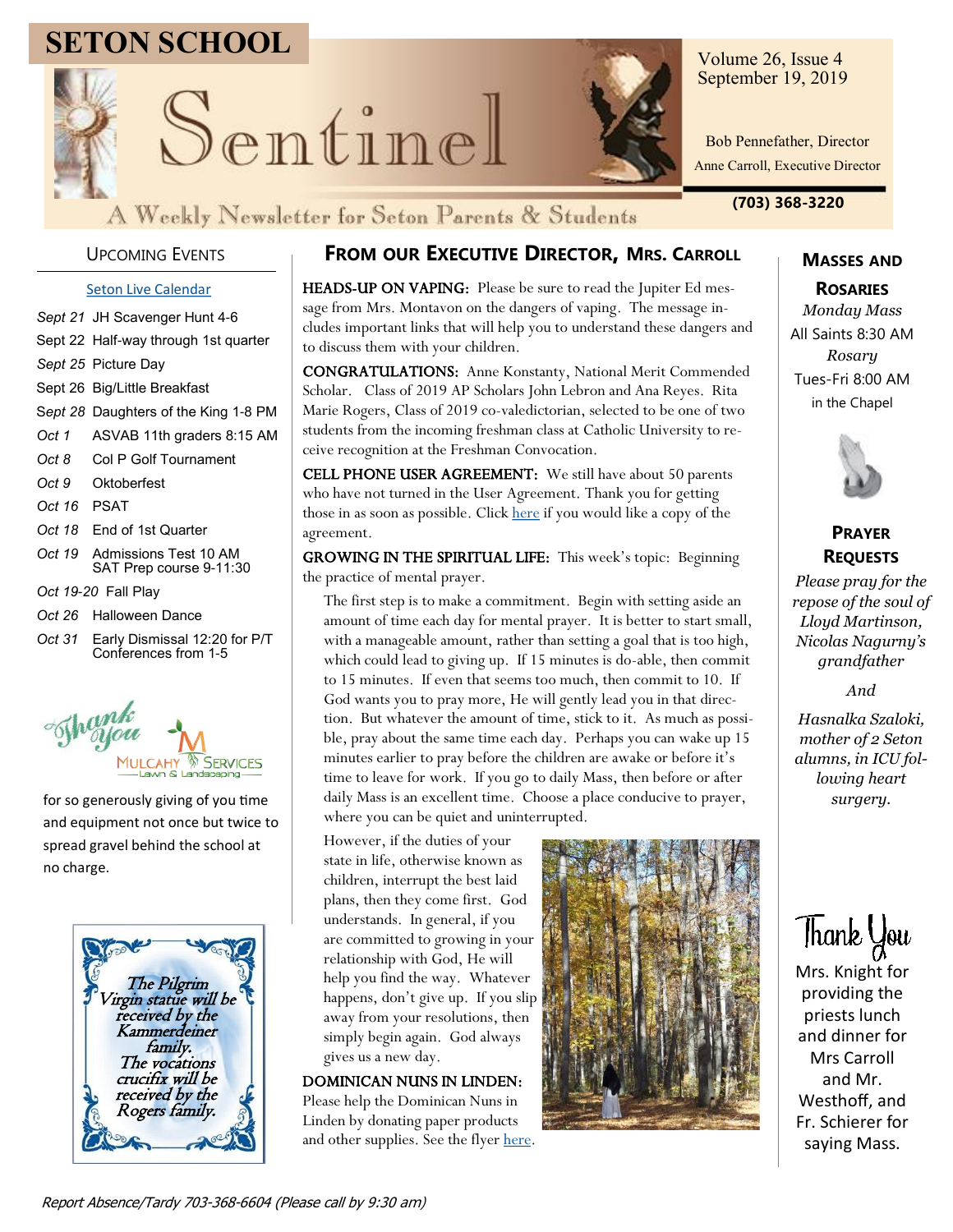# SETON SCHOOL Sentinel

A Weekly Newsletter for Seton Parents & Students

Volume 26, Issue 4
September 19, 2019

Bob Pennefather, Director
Anne Carroll, Executive Director

(703) 368-3220

## Upcoming Events

Seton Live Calendar

- *Sept 21* JH Scavenger Hunt 4-6
- Sept 22 Half-way through 1st quarter
- *Sept 25* Picture Day
- Sept 26 Big/Little Breakfast
- *Sept 28* Daughters of the King 1-8 PM
- *Oct 1* ASVAB 11th graders 8:15 AM
- *Oct 8* Col P Golf Tournament
- *Oct 9* Oktoberfest
- *Oct 16* PSAT
- *Oct 18* End of 1st Quarter
- *Oct 19* Admissions Test 10 AM, SAT Prep course 9-11:30
- *Oct 19-20* Fall Play
- *Oct 26* Halloween Dance
- *Oct 31* Early Dismissal 12:20 for P/T Conferences from 1-5

Thank you Mulcahy Services Lawn & Landscaping for so generously giving of you time and equipment not once but twice to spread gravel behind the school at no charge.

*The Pilgrim Virgin statue will be received by the Kammerdeiner family. The vocations crucifix will be received by the Rogers family.*

## From our Executive Director, Mrs. Carroll

**HEADS-UP ON VAPING:** Please be sure to read the Jupiter Ed message from Mrs. Montavon on the dangers of vaping. The message includes important links that will help you to understand these dangers and to discuss them with your children.

**CONGRATULATIONS:** Anne Konstanty, National Merit Commended Scholar. Class of 2019 AP Scholars John Lebron and Ana Reyes. Rita Marie Rogers, Class of 2019 co-valedictorian, selected to be one of two students from the incoming freshman class at Catholic University to receive recognition at the Freshman Convocation.

**CELL PHONE USER AGREEMENT:** We still have about 50 parents who have not turned in the User Agreement. Thank you for getting those in as soon as possible. Click here if you would like a copy of the agreement.

**GROWING IN THE SPIRITUAL LIFE:** This week's topic: Beginning the practice of mental prayer.

The first step is to make a commitment. Begin with setting aside an amount of time each day for mental prayer. It is better to start small, with a manageable amount, rather than setting a goal that is too high, which could lead to giving up. If 15 minutes is do-able, then commit to 15 minutes. If even that seems too much, then commit to 10. If God wants you to pray more, He will gently lead you in that direction. But whatever the amount of time, stick to it. As much as possible, pray about the same time each day. Perhaps you can wake up 15 minutes earlier to pray before the children are awake or before it's time to leave for work. If you go to daily Mass, then before or after daily Mass is an excellent time. Choose a place conducive to prayer, where you can be quiet and uninterrupted.

However, if the duties of your state in life, otherwise known as children, interrupt the best laid plans, then they come first. God understands. In general, if you are committed to growing in your relationship with God, He will help you find the way. Whatever happens, don't give up. If you slip away from your resolutions, then simply begin again. God always gives us a new day.

**DOMINICAN NUNS IN LINDEN:** Please help the Dominican Nuns in Linden by donating paper products and other supplies. See the flyer here.

## Masses and Rosaries

*Monday Mass*
All Saints 8:30 AM

*Rosary*
Tues-Fri 8:00 AM in the Chapel

## Prayer Requests

*Please pray for the repose of the soul of Lloyd Martinson, Nicolas Nagurny's grandfather*

*And*

*Hasnalka Szaloki, mother of 2 Seton alumns, in ICU following heart surgery.*

## Thank You

Mrs. Knight for providing the priests lunch and dinner for Mrs Carroll and Mr. Westhoff, and Fr. Schierer for saying Mass.

*Report Absence/Tardy 703-368-6604 (Please call by 9:30 am)*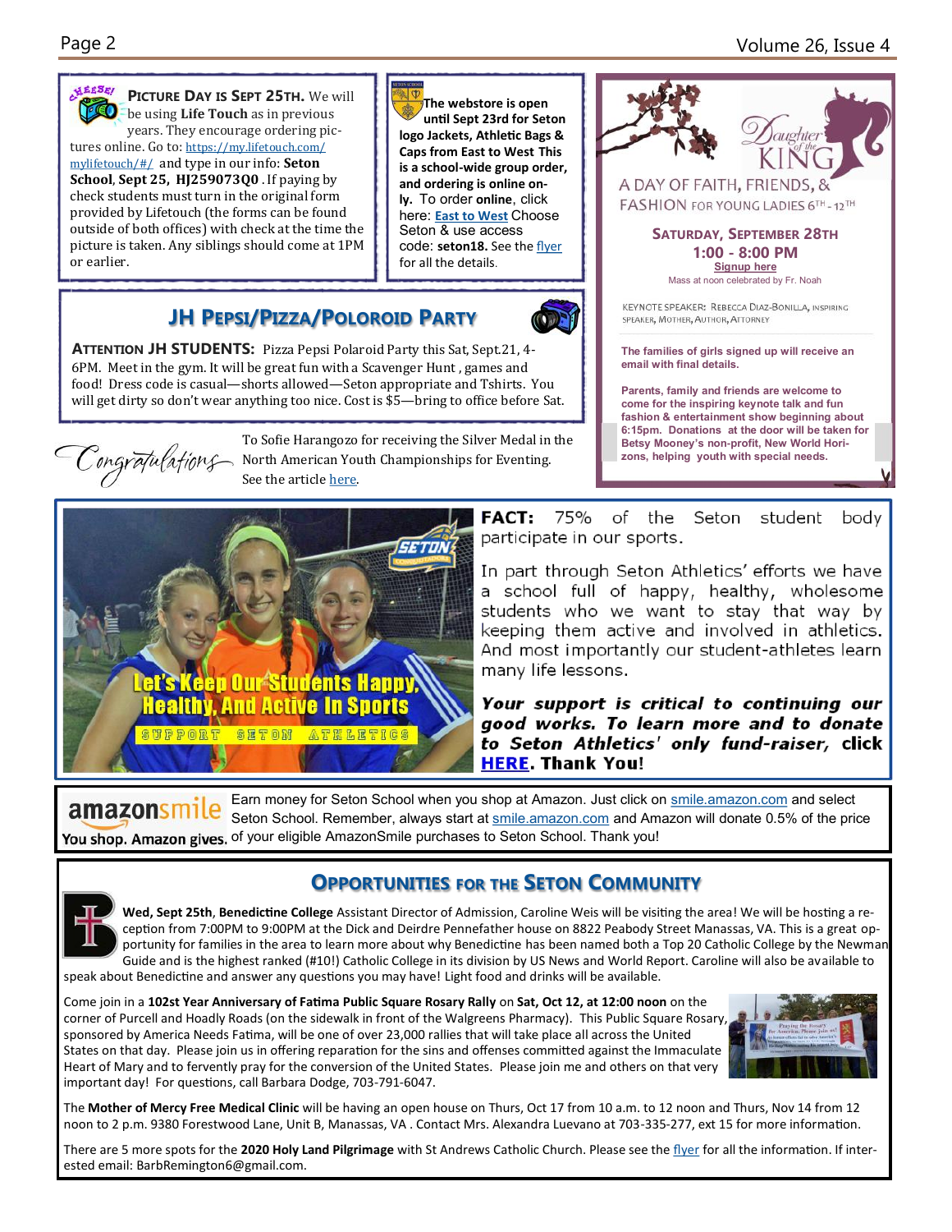**PICTURE DAY IS SEPT 25TH.** We will be using **Life Touch** as in previous years. They encourage ordering pictures online. Go to: https://my.lifetouch.com/mylifetouch/#/ and type in our info: **Seton School**, **Sept 25, HJ259073Q0** . If paying by check students must turn in the original form provided by Lifetouch (the forms can be found outside of both offices) with check at the time the picture is taken. Any siblings should come at 1PM or earlier.

**The webstore is open until Sept 23rd for Seton logo Jackets, Athletic Bags & Caps from East to West This is a school-wide group order, and ordering is online only.** To order **online**, click here: **East to West** Choose Seton & use access code: **seton18.** See the flyer for all the details.

## Daughter of the King

A DAY OF FAITH, FRIENDS, & FASHION FOR YOUNG LADIES 6TH - 12TH

**SATURDAY, SEPTEMBER 28TH**

**1:00 - 8:00 PM**

**Signup here**

Mass at noon celebrated by Fr. Noah

KEYNOTE SPEAKER: REBECCA DIAZ-BONILLA, INSPIRING SPEAKER, MOTHER, AUTHOR, ATTORNEY

**The families of girls signed up will receive an email with final details.**

**Parents, family and friends are welcome to come for the inspiring keynote talk and fun fashion & entertainment show beginning about 6:15pm. Donations at the door will be taken for Betsy Mooney's non-profit, New World Horizons, helping youth with special needs.**

## JH PEPSI/PIZZA/POLOROID PARTY

**ATTENTION JH STUDENTS:** Pizza Pepsi Polaroid Party this Sat, Sept.21, 4-6PM. Meet in the gym. It will be great fun with a Scavenger Hunt , games and food! Dress code is casual—shorts allowed—Seton appropriate and Tshirts. You will get dirty so don't wear anything too nice. Cost is $5—bring to office before Sat.

*Congratulations*

To Sofie Harangozo for receiving the Silver Medal in the North American Youth Championships for Eventing. See the article here.

Let's Keep Our Students Happy, Healthy, And Active In Sports

SUPPORT SETON ATHLETICS

**FACT:** 75% of the Seton student body participate in our sports.

In part through Seton Athletics' efforts we have a school full of happy, healthy, wholesome students who we want to stay that way by keeping them active and involved in athletics. And most importantly our student-athletes learn many life lessons.

***Your support is critical to continuing our good works. To learn more and to donate to Seton Athletics' only fund-raiser, click*** **HERE. Thank You!**

amazonsmile — You shop. Amazon gives.

Earn money for Seton School when you shop at Amazon. Just click on smile.amazon.com and select Seton School. Remember, always start at smile.amazon.com and Amazon will donate 0.5% of the price of your eligible AmazonSmile purchases to Seton School. Thank you!

## OPPORTUNITIES FOR THE SETON COMMUNITY

**Wed, Sept 25th**, **Benedictine College** Assistant Director of Admission, Caroline Weis will be visiting the area! We will be hosting a reception from 7:00PM to 9:00PM at the Dick and Deirdre Pennefather house on 8822 Peabody Street Manassas, VA. This is a great opportunity for families in the area to learn more about why Benedictine has been named both a Top 20 Catholic College by the Newman Guide and is the highest ranked (#10!) Catholic College in its division by US News and World Report. Caroline will also be available to speak about Benedictine and answer any questions you may have! Light food and drinks will be available.

Come join in a **102st Year Anniversary of Fatima Public Square Rosary Rally** on **Sat, Oct 12, at 12:00 noon** on the corner of Purcell and Hoadly Roads (on the sidewalk in front of the Walgreens Pharmacy). This Public Square Rosary, sponsored by America Needs Fatima, will be one of over 23,000 rallies that will take place all across the United States on that day. Please join us in offering reparation for the sins and offenses committed against the Immaculate Heart of Mary and to fervently pray for the conversion of the United States. Please join me and others on that very important day! For questions, call Barbara Dodge, 703-791-6047.

The **Mother of Mercy Free Medical Clinic** will be having an open house on Thurs, Oct 17 from 10 a.m. to 12 noon and Thurs, Nov 14 from 12 noon to 2 p.m. 9380 Forestwood Lane, Unit B, Manassas, VA . Contact Mrs. Alexandra Luevano at 703-335-277, ext 15 for more information.

There are 5 more spots for the **2020 Holy Land Pilgrimage** with St Andrews Catholic Church. Please see the flyer for all the information. If interested email: BarbRemington6@gmail.com.